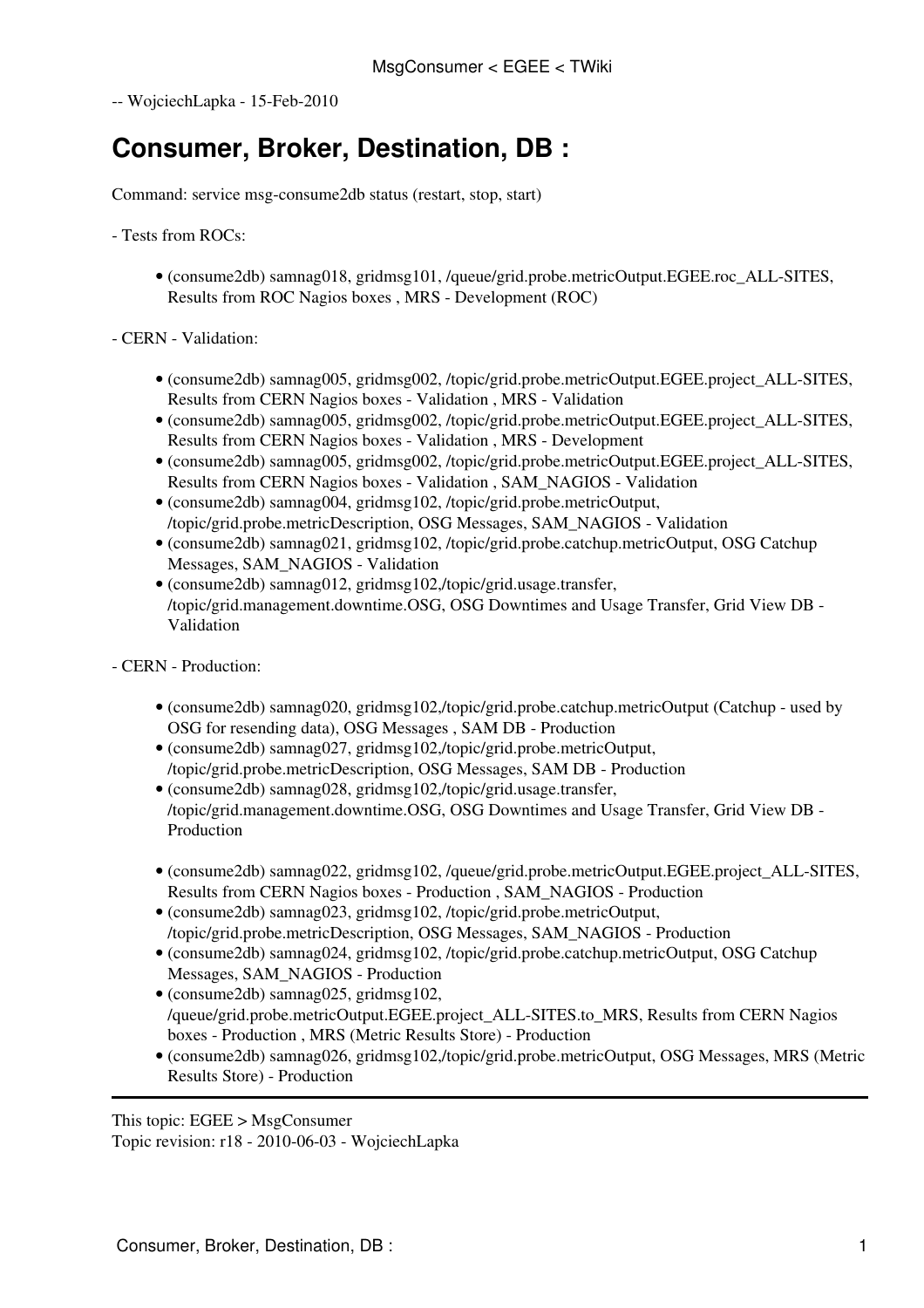-- WojciechLapka - 15-Feb-2010

# Consumer, Broker, Destination, DB :

Command: service msg-consume2db status (restart, stop, start)

- Tests from ROCs:

  - (consume2db) samnag018, gridmsg101, /queue/grid.probe.metricOutput.EGEE.roc_ALL-SITES, Results from ROC Nagios boxes , MRS - Development (ROC)

- CERN - Validation:

  - (consume2db) samnag005, gridmsg002, /topic/grid.probe.metricOutput.EGEE.project_ALL-SITES, Results from CERN Nagios boxes - Validation , MRS - Validation
  - (consume2db) samnag005, gridmsg002, /topic/grid.probe.metricOutput.EGEE.project_ALL-SITES, Results from CERN Nagios boxes - Validation , MRS - Development
  - (consume2db) samnag005, gridmsg002, /topic/grid.probe.metricOutput.EGEE.project_ALL-SITES, Results from CERN Nagios boxes - Validation , SAM_NAGIOS - Validation
  - (consume2db) samnag004, gridmsg102, /topic/grid.probe.metricOutput, /topic/grid.probe.metricDescription, OSG Messages, SAM_NAGIOS - Validation
  - (consume2db) samnag021, gridmsg102, /topic/grid.probe.catchup.metricOutput, OSG Catchup Messages, SAM_NAGIOS - Validation
  - (consume2db) samnag012, gridmsg102,/topic/grid.usage.transfer, /topic/grid.management.downtime.OSG, OSG Downtimes and Usage Transfer, Grid View DB - Validation

- CERN - Production:

  - (consume2db) samnag020, gridmsg102,/topic/grid.probe.catchup.metricOutput (Catchup - used by OSG for resending data), OSG Messages , SAM DB - Production
  - (consume2db) samnag027, gridmsg102,/topic/grid.probe.metricOutput, /topic/grid.probe.metricDescription, OSG Messages, SAM DB - Production
  - (consume2db) samnag028, gridmsg102,/topic/grid.usage.transfer, /topic/grid.management.downtime.OSG, OSG Downtimes and Usage Transfer, Grid View DB - Production

  - (consume2db) samnag022, gridmsg102, /queue/grid.probe.metricOutput.EGEE.project_ALL-SITES, Results from CERN Nagios boxes - Production , SAM_NAGIOS - Production
  - (consume2db) samnag023, gridmsg102, /topic/grid.probe.metricOutput, /topic/grid.probe.metricDescription, OSG Messages, SAM_NAGIOS - Production
  - (consume2db) samnag024, gridmsg102, /topic/grid.probe.catchup.metricOutput, OSG Catchup Messages, SAM_NAGIOS - Production
  - (consume2db) samnag025, gridmsg102, /queue/grid.probe.metricOutput.EGEE.project_ALL-SITES.to_MRS, Results from CERN Nagios boxes - Production , MRS (Metric Results Store) - Production
  - (consume2db) samnag026, gridmsg102,/topic/grid.probe.metricOutput, OSG Messages, MRS (Metric Results Store) - Production

---

This topic: EGEE > MsgConsumer
Topic revision: r18 - 2010-06-03 - WojciechLapka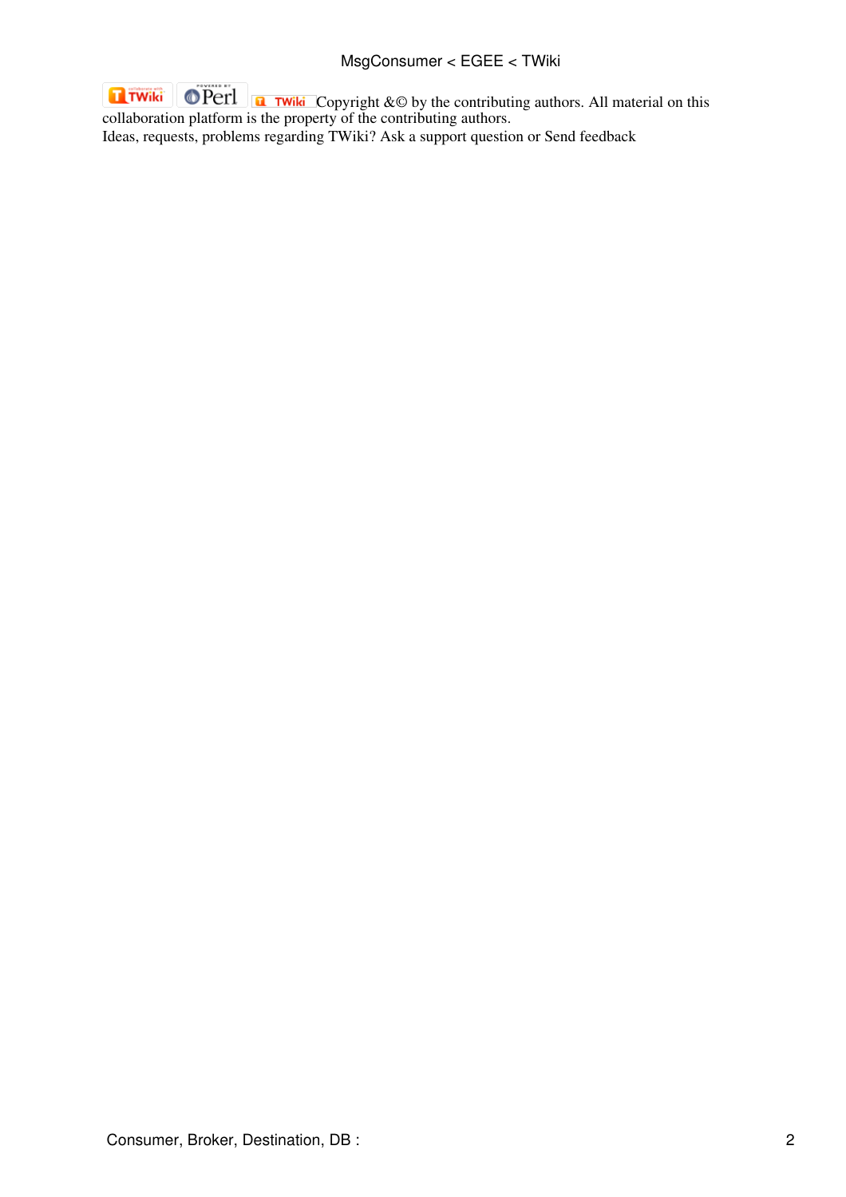Copyright &© by the contributing authors. All material on this collaboration platform is the property of the contributing authors.
Ideas, requests, problems regarding TWiki? Ask a support question or Send feedback